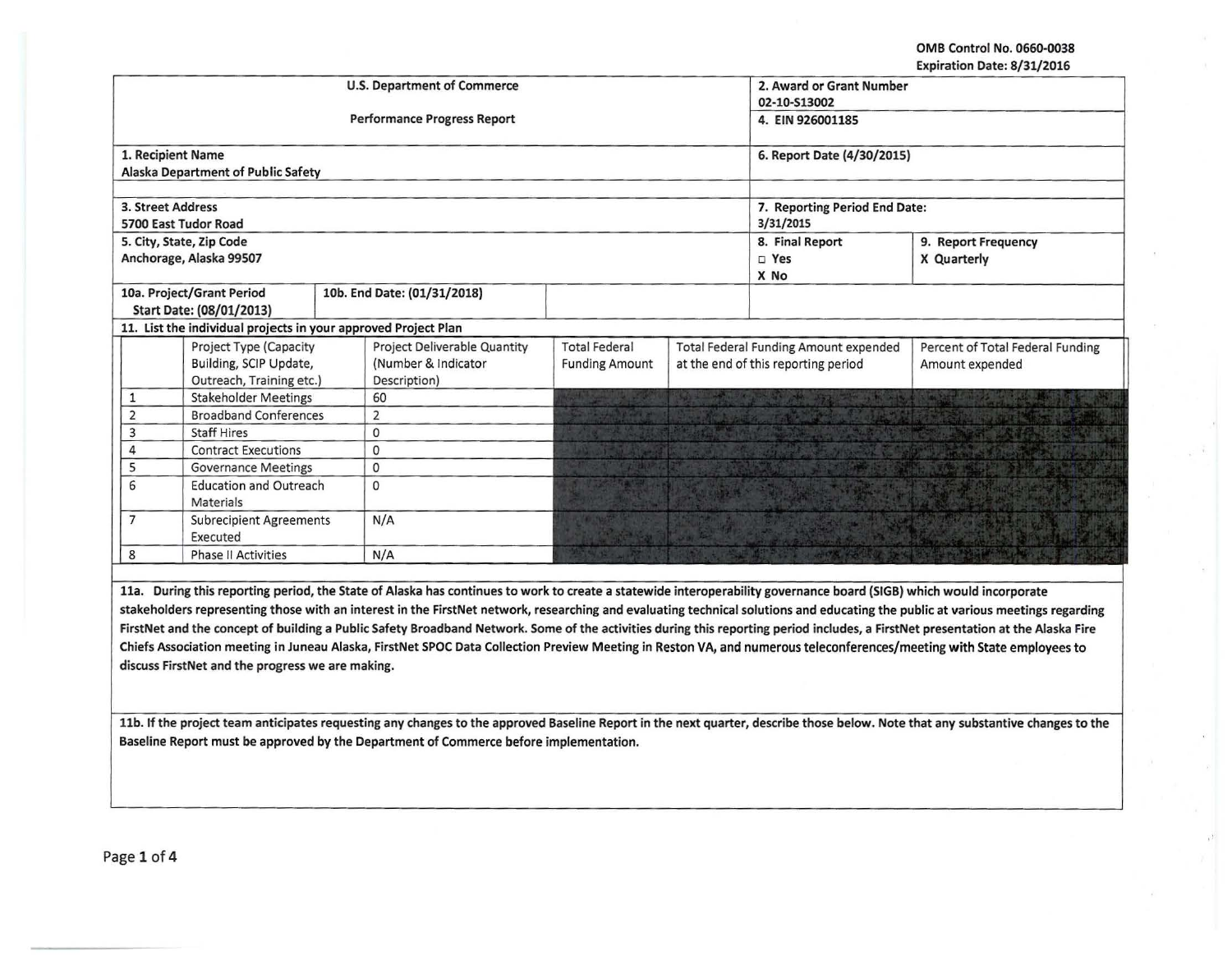OMB Control No. 0660-0038
Expiration Date: 8/31/2016

| U.S. Department of Commerce<br><br>Performance Progress Report | 2. Award or Grant Number<br>02-10-S13002 |
|---|---|
| | 4. EIN 926001185 |
| 1. Recipient Name<br>Alaska Department of Public Safety | 6. Report Date (4/30/2015) |
| 3. Street Address<br>5700 East Tudor Road | 7. Reporting Period End Date:<br>3/31/2015 |
| 5. City, State, Zip Code<br>Anchorage, Alaska 99507 | 8. Final Report<br>□ Yes<br>X No<br><br>9. Report Frequency<br>X Quarterly |
| 10a. Project/Grant Period<br>Start Date: (08/01/2013)<br><br>10b. End Date: (01/31/2018) | |

11. List the individual projects in your approved Project Plan

| | Project Type (Capacity Building, SCIP Update, Outreach, Training etc.) | Project Deliverable Quantity (Number & Indicator Description) | Total Federal Funding Amount | Total Federal Funding Amount expended at the end of this reporting period | Percent of Total Federal Funding Amount expended |
|---|---|---|---|---|---|
| 1 | Stakeholder Meetings | 60 | | | |
| 2 | Broadband Conferences | 2 | | | |
| 3 | Staff Hires | 0 | | | |
| 4 | Contract Executions | 0 | | | |
| 5 | Governance Meetings | 0 | | | |
| 6 | Education and Outreach Materials | 0 | | | |
| 7 | Subrecipient Agreements Executed | N/A | | | |
| 8 | Phase II Activities | N/A | | | |

**11a. During this reporting period, the State of Alaska has continues to work to create a statewide interoperability governance board (SIGB) which would incorporate stakeholders representing those with an interest in the FirstNet network, researching and evaluating technical solutions and educating the public at various meetings regarding FirstNet and the concept of building a Public Safety Broadband Network. Some of the activities during this reporting period includes, a FirstNet presentation at the Alaska Fire Chiefs Association meeting in Juneau Alaska, FirstNet SPOC Data Collection Preview Meeting in Reston VA, and numerous teleconferences/meeting with State employees to discuss FirstNet and the progress we are making.**

**11b. If the project team anticipates requesting any changes to the approved Baseline Report in the next quarter, describe those below. Note that any substantive changes to the Baseline Report must be approved by the Department of Commerce before implementation.**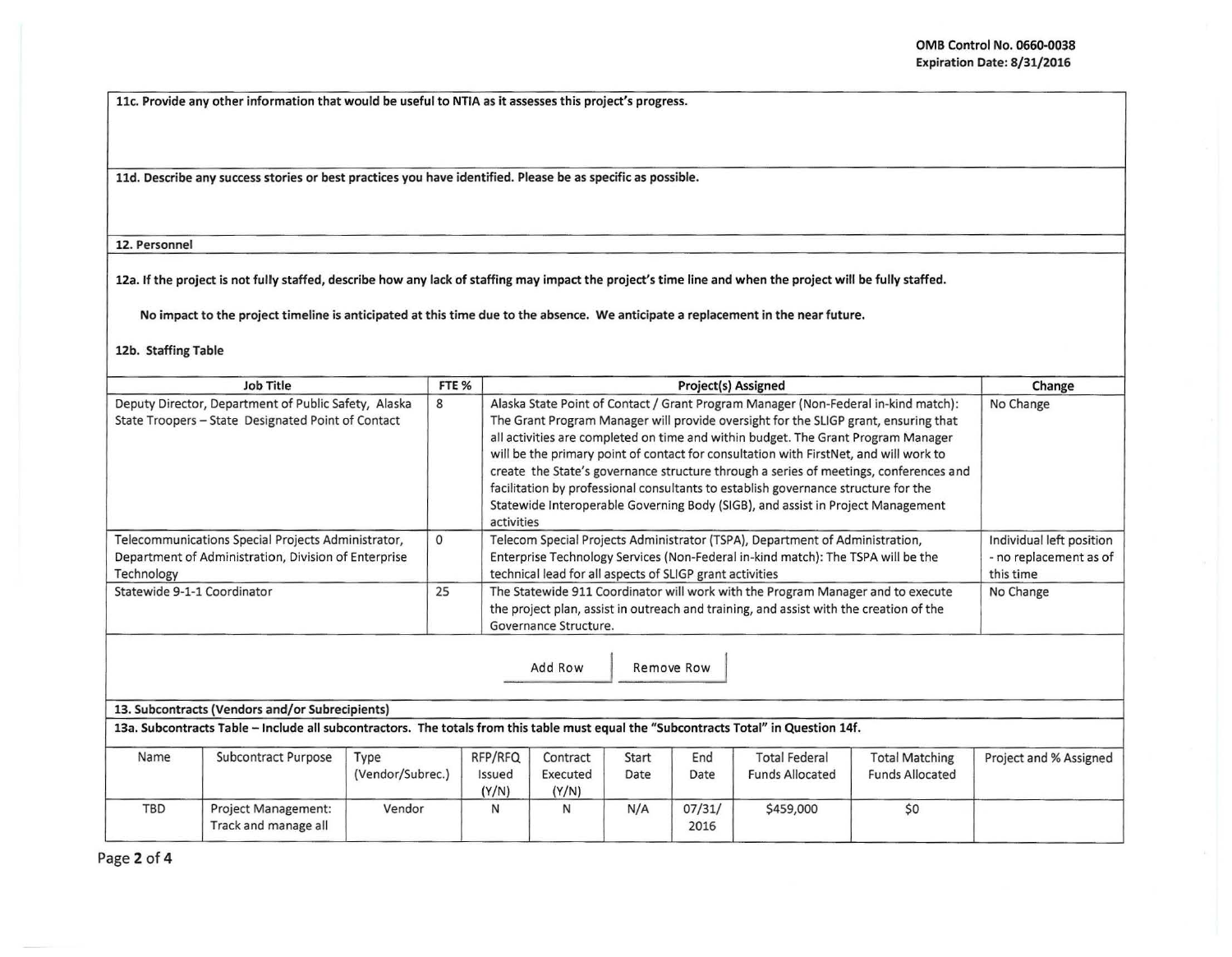11c. Provide any other information that would be useful to NTIA as it assesses this project's progress.

11d. Describe any success stories or best practices you have identified. Please be as specific as possible.

## 12. Personnel

**12a. If the project is not fully staffed, describe how any lack of staffing may impact the project's time line and when the project will be fully staffed.**

No impact to the project timeline is anticipated at this time due to the absence. We anticipate a replacement in the near future.

**12b. Staffing Table**

| Job Title | FTE % | Project(s) Assigned | Change |
|---|---|---|---|
| Deputy Director, Department of Public Safety, Alaska State Troopers – State Designated Point of Contact | 8 | Alaska State Point of Contact / Grant Program Manager (Non-Federal in-kind match): The Grant Program Manager will provide oversight for the SLIGP grant, ensuring that all activities are completed on time and within budget. The Grant Program Manager will be the primary point of contact for consultation with FirstNet, and will work to create the State's governance structure through a series of meetings, conferences and facilitation by professional consultants to establish governance structure for the Statewide Interoperable Governing Body (SIGB), and assist in Project Management activities | No Change |
| Telecommunications Special Projects Administrator, Department of Administration, Division of Enterprise Technology | 0 | Telecom Special Projects Administrator (TSPA), Department of Administration, Enterprise Technology Services (Non-Federal in-kind match): The TSPA will be the technical lead for all aspects of SLIGP grant activities | Individual left position - no replacement as of this time |
| Statewide 9-1-1 Coordinator | 25 | The Statewide 911 Coordinator will work with the Program Manager and to execute the project plan, assist in outreach and training, and assist with the creation of the Governance Structure. | No Change |

## 13. Subcontracts (Vendors and/or Subrecipients)

**13a. Subcontracts Table – Include all subcontractors. The totals from this table must equal the "Subcontracts Total" in Question 14f.**

| Name | Subcontract Purpose | Type (Vendor/Subrec.) | RFP/RFQ Issued (Y/N) | Contract Executed (Y/N) | Start Date | End Date | Total Federal Funds Allocated | Total Matching Funds Allocated | Project and % Assigned |
|---|---|---|---|---|---|---|---|---|---|
| TBD | Project Management: Track and manage all | Vendor | N | N | N/A | 07/31/2016 | $459,000 | $0 | |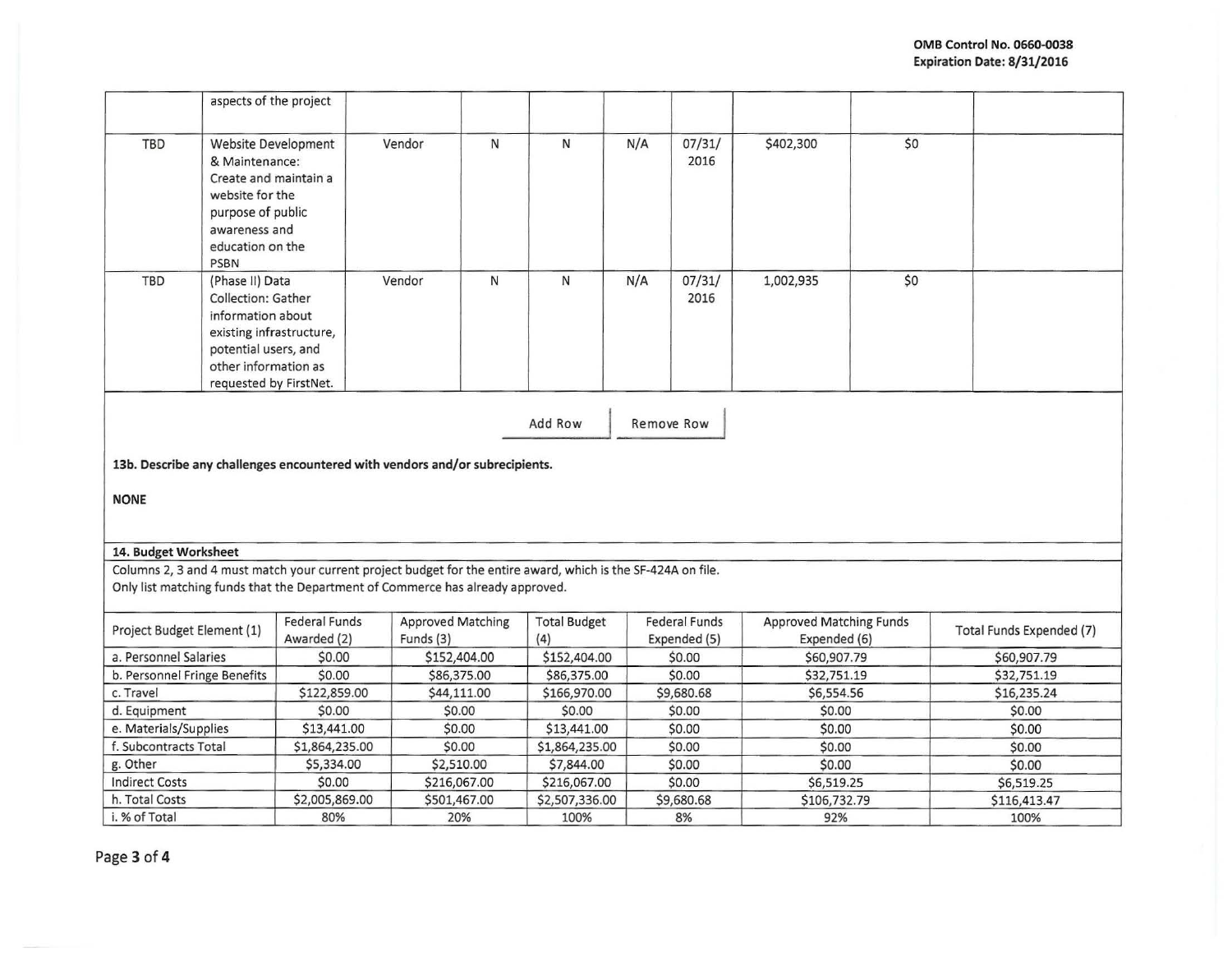|  | aspects of the project |  |  |  |  |  |  |  |  |
|---|---|---|---|---|---|---|---|---|---|
| TBD | Website Development & Maintenance: Create and maintain a website for the purpose of public awareness and education on the PSBN | Vendor | N | N | N/A | 07/31/ 2016 | $402,300 | $0 |  |
| TBD | (Phase II) Data Collection: Gather information about existing infrastructure, potential users, and other information as requested by FirstNet. | Vendor | N | N | N/A | 07/31/ 2016 | 1,002,935 | $0 |  |

Add Row | Remove Row

**13b. Describe any challenges encountered with vendors and/or subrecipients.**

**NONE**

**14. Budget Worksheet**

Columns 2, 3 and 4 must match your current project budget for the entire award, which is the SF-424A on file.
Only list matching funds that the Department of Commerce has already approved.

| Project Budget Element (1) | Federal Funds Awarded (2) | Approved Matching Funds (3) | Total Budget (4) | Federal Funds Expended (5) | Approved Matching Funds Expended (6) | Total Funds Expended (7) |
|---|---|---|---|---|---|---|
| a. Personnel Salaries | $0.00 | $152,404.00 | $152,404.00 | $0.00 | $60,907.79 | $60,907.79 |
| b. Personnel Fringe Benefits | $0.00 | $86,375.00 | $86,375.00 | $0.00 | $32,751.19 | $32,751.19 |
| c. Travel | $122,859.00 | $44,111.00 | $166,970.00 | $9,680.68 | $6,554.56 | $16,235.24 |
| d. Equipment | $0.00 | $0.00 | $0.00 | $0.00 | $0.00 | $0.00 |
| e. Materials/Supplies | $13,441.00 | $0.00 | $13,441.00 | $0.00 | $0.00 | $0.00 |
| f. Subcontracts Total | $1,864,235.00 | $0.00 | $1,864,235.00 | $0.00 | $0.00 | $0.00 |
| g. Other | $5,334.00 | $2,510.00 | $7,844.00 | $0.00 | $0.00 | $0.00 |
| Indirect Costs | $0.00 | $216,067.00 | $216,067.00 | $0.00 | $6,519.25 | $6,519.25 |
| h. Total Costs | $2,005,869.00 | $501,467.00 | $2,507,336.00 | $9,680.68 | $106,732.79 | $116,413.47 |
| i. % of Total | 80% | 20% | 100% | 8% | 92% | 100% |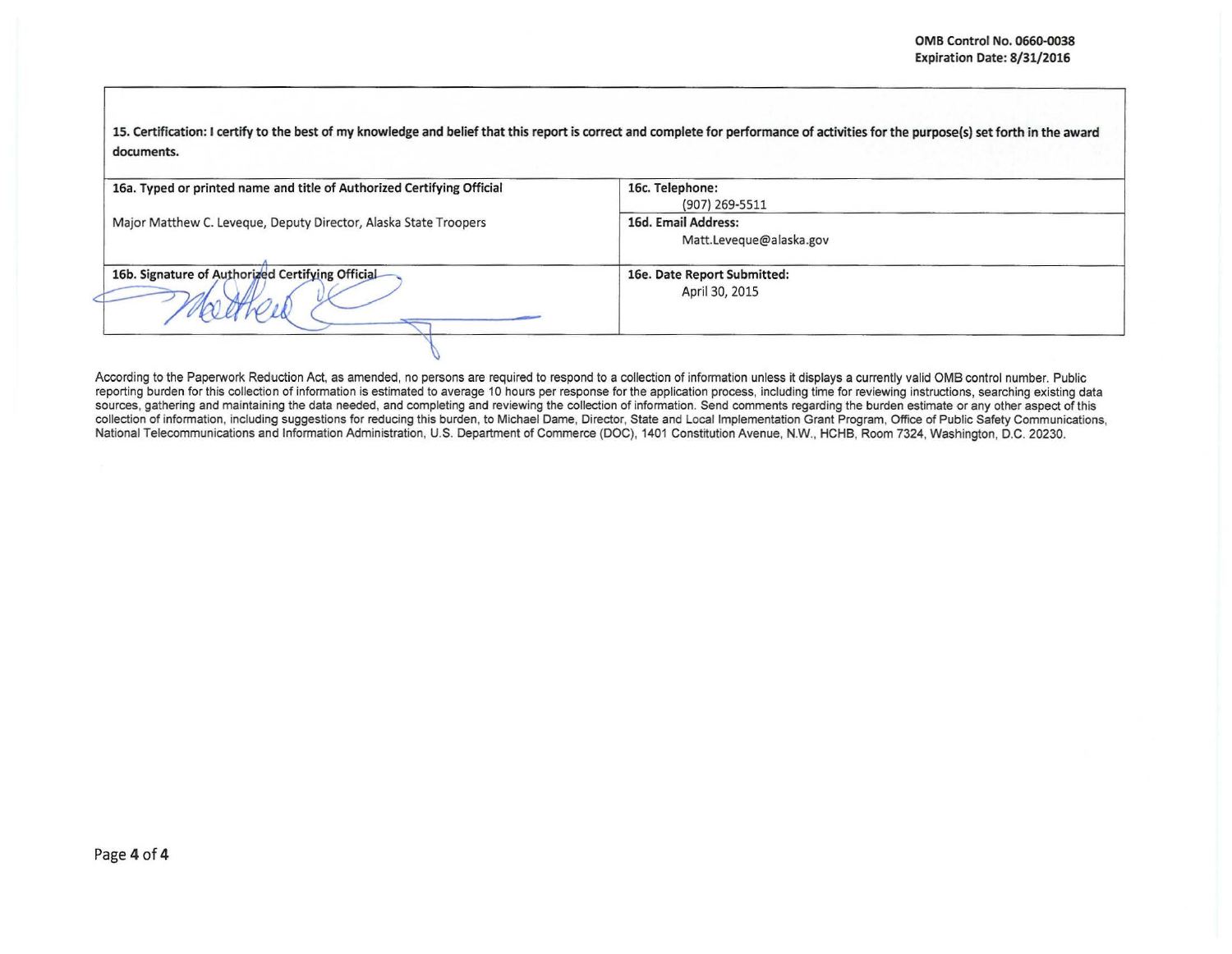OMB Control No. 0660-0038
Expiration Date: 8/31/2016

**15. Certification: I certify to the best of my knowledge and belief that this report is correct and complete for performance of activities for the purpose(s) set forth in the award documents.**

| | |
|---|---|
| **16a. Typed or printed name and title of Authorized Certifying Official**<br><br>Major Matthew C. Leveque, Deputy Director, Alaska State Troopers | **16c. Telephone:**<br>(907) 269-5511 |
| | **16d. Email Address:**<br>Matt.Leveque@alaska.gov |
| **16b. Signature of Authorized Certifying Official** | **16e. Date Report Submitted:**<br>April 30, 2015 |

According to the Paperwork Reduction Act, as amended, no persons are required to respond to a collection of information unless it displays a currently valid OMB control number. Public reporting burden for this collection of information is estimated to average 10 hours per response for the application process, including time for reviewing instructions, searching existing data sources, gathering and maintaining the data needed, and completing and reviewing the collection of information. Send comments regarding the burden estimate or any other aspect of this collection of information, including suggestions for reducing this burden, to Michael Dame, Director, State and Local Implementation Grant Program, Office of Public Safety Communications, National Telecommunications and Information Administration, U.S. Department of Commerce (DOC), 1401 Constitution Avenue, N.W., HCHB, Room 7324, Washington, D.C. 20230.